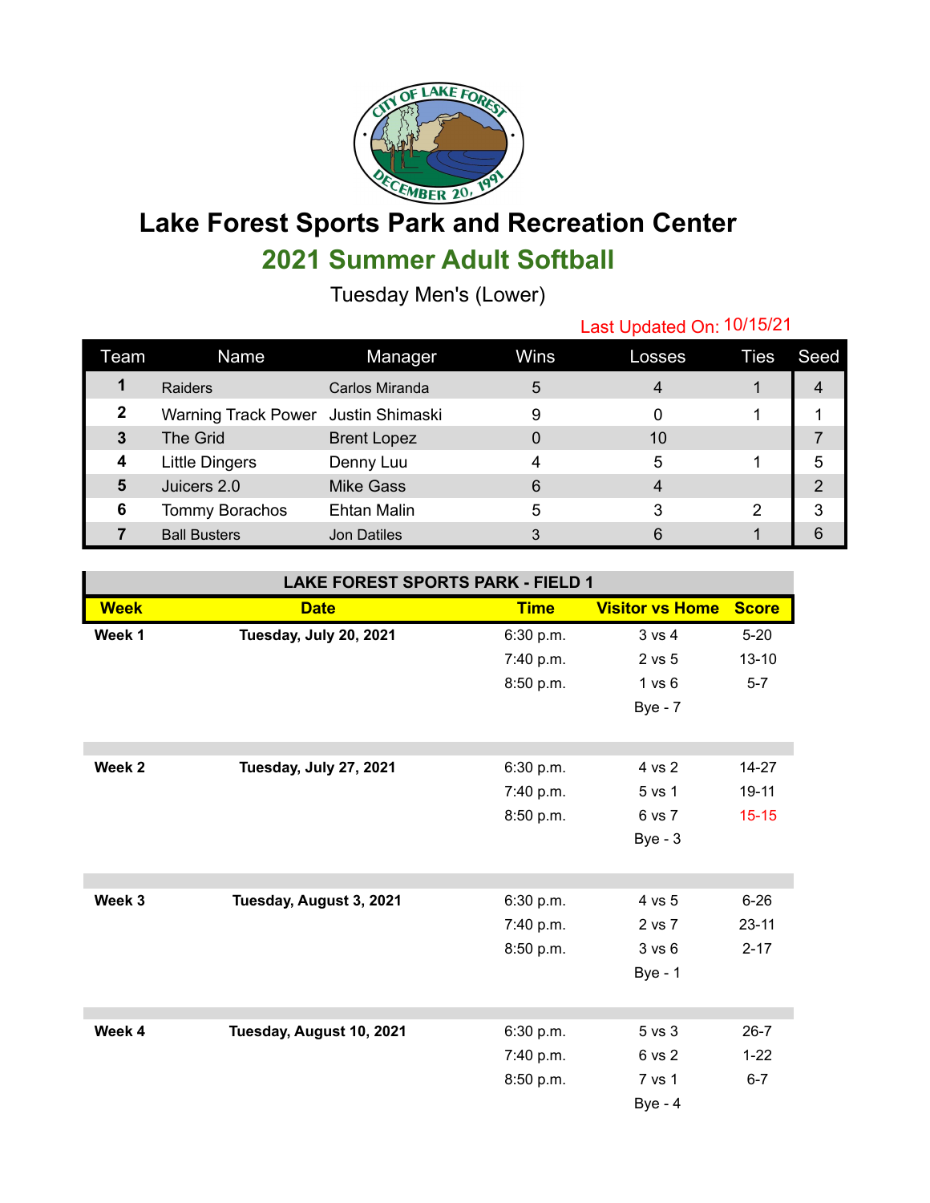# Lake Forest Sports Park and Recreation Center

## 2021 Summer Adult Softball

Tuesday Men's (Lower)

Last Updated On: 10/15/21

| Team | Name | Manager | Wins | Losses | Ties | Seed |
|---|---|---|---|---|---|---|
| 1 | Raiders | Carlos Miranda | 5 | 4 | 1 | 4 |
| 2 | Warning Track Power | Justin Shimaski | 9 | 0 | 1 | 1 |
| 3 | The Grid | Brent Lopez | 0 | 10 | | 7 |
| 4 | Little Dingers | Denny Luu | 4 | 5 | 1 | 5 |
| 5 | Juicers 2.0 | Mike Gass | 6 | 4 | | 2 |
| 6 | Tommy Borachos | Ehtan Malin | 5 | 3 | 2 | 3 |
| 7 | Ball Busters | Jon Datiles | 3 | 6 | 1 | 6 |

| LAKE FOREST SPORTS PARK - FIELD 1 | | | | |
|---|---|---|---|---|
| **Week** | **Date** | **Time** | **Visitor vs Home** | **Score** |
| **Week 1** | **Tuesday, July 20, 2021** | 6:30 p.m. | 3 vs 4 | 5-20 |
| | | 7:40 p.m. | 2 vs 5 | 13-10 |
| | | 8:50 p.m. | 1 vs 6 | 5-7 |
| | | | Bye - 7 | |
| **Week 2** | **Tuesday, July 27, 2021** | 6:30 p.m. | 4 vs 2 | 14-27 |
| | | 7:40 p.m. | 5 vs 1 | 19-11 |
| | | 8:50 p.m. | 6 vs 7 | 15-15 |
| | | | Bye - 3 | |
| **Week 3** | **Tuesday, August 3, 2021** | 6:30 p.m. | 4 vs 5 | 6-26 |
| | | 7:40 p.m. | 2 vs 7 | 23-11 |
| | | 8:50 p.m. | 3 vs 6 | 2-17 |
| | | | Bye - 1 | |
| **Week 4** | **Tuesday, August 10, 2021** | 6:30 p.m. | 5 vs 3 | 26-7 |
| | | 7:40 p.m. | 6 vs 2 | 1-22 |
| | | 8:50 p.m. | 7 vs 1 | 6-7 |
| | | | Bye - 4 | |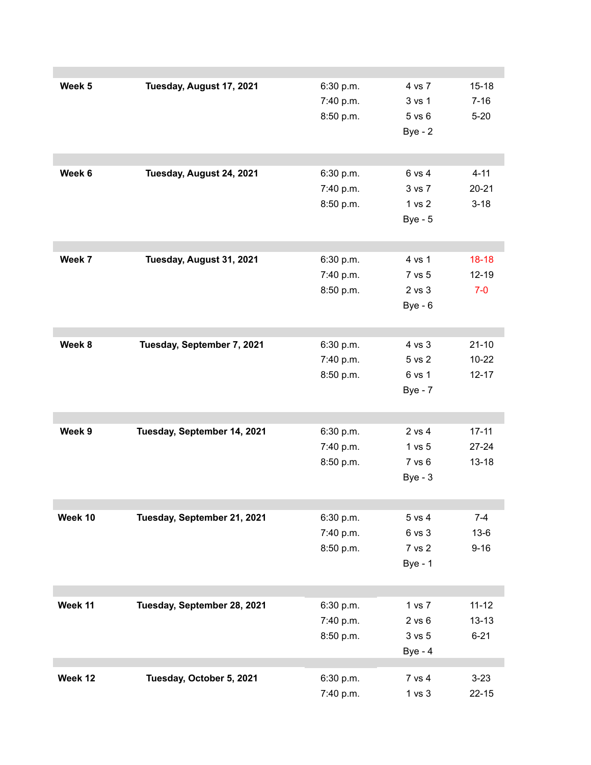| | | | | |
|---|---|---|---|---|
| **Week 5** | **Tuesday, August 17, 2021** | 6:30 p.m. | 4 vs 7 | 15-18 |
| | | 7:40 p.m. | 3 vs 1 | 7-16 |
| | | 8:50 p.m. | 5 vs 6 | 5-20 |
| | | | Bye - 2 | |
| **Week 6** | **Tuesday, August 24, 2021** | 6:30 p.m. | 6 vs 4 | 4-11 |
| | | 7:40 p.m. | 3 vs 7 | 20-21 |
| | | 8:50 p.m. | 1 vs 2 | 3-18 |
| | | | Bye - 5 | |
| **Week 7** | **Tuesday, August 31, 2021** | 6:30 p.m. | 4 vs 1 | 18-18 |
| | | 7:40 p.m. | 7 vs 5 | 12-19 |
| | | 8:50 p.m. | 2 vs 3 | 7-0 |
| | | | Bye - 6 | |
| **Week 8** | **Tuesday, September 7, 2021** | 6:30 p.m. | 4 vs 3 | 21-10 |
| | | 7:40 p.m. | 5 vs 2 | 10-22 |
| | | 8:50 p.m. | 6 vs 1 | 12-17 |
| | | | Bye - 7 | |
| **Week 9** | **Tuesday, September 14, 2021** | 6:30 p.m. | 2 vs 4 | 17-11 |
| | | 7:40 p.m. | 1 vs 5 | 27-24 |
| | | 8:50 p.m. | 7 vs 6 | 13-18 |
| | | | Bye - 3 | |
| **Week 10** | **Tuesday, September 21, 2021** | 6:30 p.m. | 5 vs 4 | 7-4 |
| | | 7:40 p.m. | 6 vs 3 | 13-6 |
| | | 8:50 p.m. | 7 vs 2 | 9-16 |
| | | | Bye - 1 | |
| **Week 11** | **Tuesday, September 28, 2021** | 6:30 p.m. | 1 vs 7 | 11-12 |
| | | 7:40 p.m. | 2 vs 6 | 13-13 |
| | | 8:50 p.m. | 3 vs 5 | 6-21 |
| | | | Bye - 4 | |
| **Week 12** | **Tuesday, October 5, 2021** | 6:30 p.m. | 7 vs 4 | 3-23 |
| | | 7:40 p.m. | 1 vs 3 | 22-15 |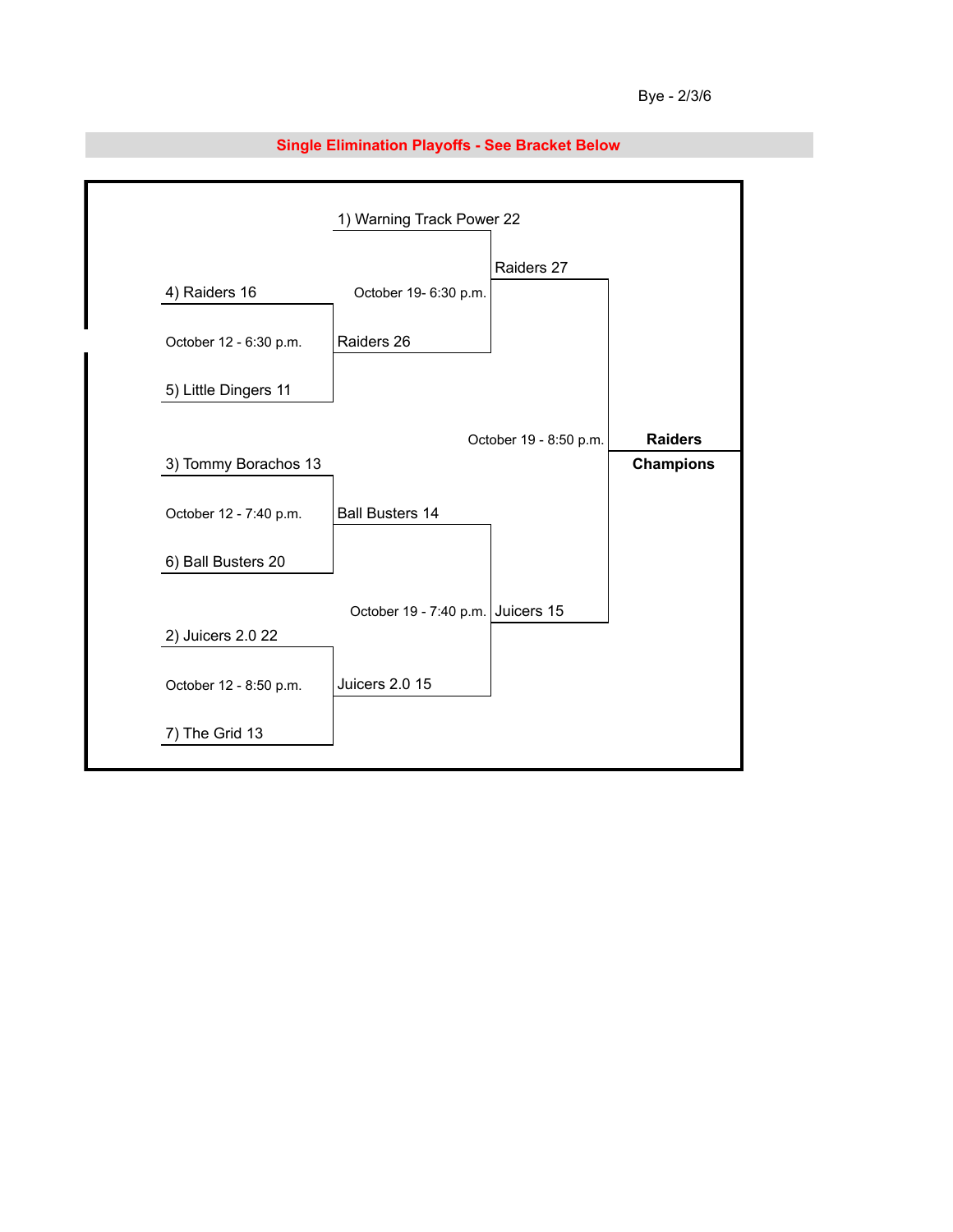Bye - 2/3/6

**Single Elimination Playoffs - See Bracket Below**

1) Warning Track Power 22

Raiders 27

4) Raiders 16

October 19- 6:30 p.m.

October 12 - 6:30 p.m.

Raiders 26

5) Little Dingers 11

October 19 - 8:50 p.m.

**Raiders**

**Champions**

3) Tommy Borachos 13

October 12 - 7:40 p.m.

Ball Busters 14

6) Ball Busters 20

October 19 - 7:40 p.m.

Juicers 15

2) Juicers 2.0 22

October 12 - 8:50 p.m.

Juicers 2.0 15

7) The Grid 13